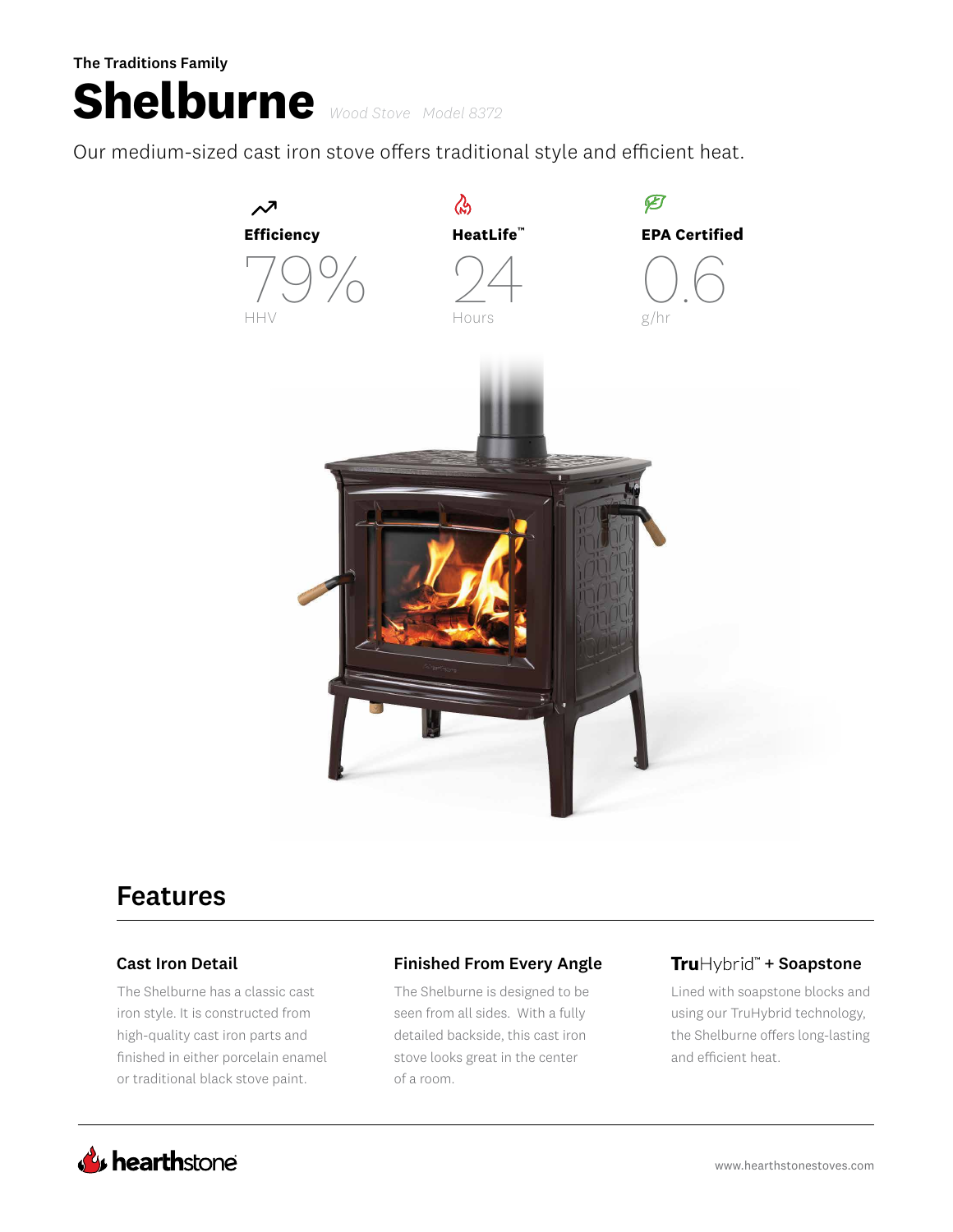The Traditions Family

# Shelburne

*Wood Stove Model 8372*

Our medium-sized cast iron stove offers traditional style and efficient heat.

**Efficiency**

79%

HHV

**HeatLife™**

24

Hours

**EPA Certified**

0.6

g/hr

## Features

### Cast Iron Detail

The Shelburne has a classic cast iron style. It is constructed from high-quality cast iron parts and finished in either porcelain enamel or traditional black stove paint.

### Finished From Every Angle

The Shelburne is designed to be seen from all sides. With a fully detailed backside, this cast iron stove looks great in the center of a room.

### TruHybrid™ + Soapstone

Lined with soapstone blocks and using our TruHybrid technology, the Shelburne offers long-lasting and efficient heat.

hearthstone

www.hearthstonestoves.com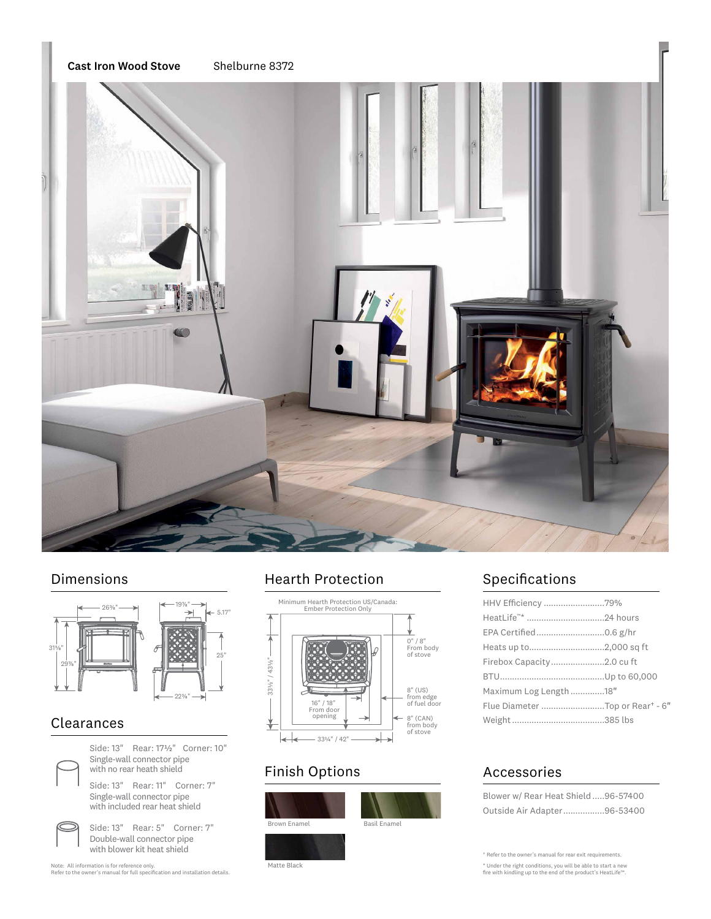**Cast Iron Wood Stove** Shelburne 8372

## Dimensions

26⅜"
19⅞"
5.17"
31⅛"
29⅞"
25"
22⅝"

## Clearances

Side: 13" Rear: 17½" Corner: 10"
Single-wall connector pipe
with no rear heath shield

Side: 13" Rear: 11" Corner: 7"
Single-wall connector pipe
with included rear heat shield

Side: 13" Rear: 5" Corner: 7"
Double-wall connector pipe
with blower kit heat shield

Note: All information is for reference only.
Refer to the owner's manual for full specification and installation details.

## Hearth Protection

Minimum Hearth Protection US/Canada:
Ember Protection Only

0" / 8"
From body
of stove

8" (US)
from edge
of fuel door

8" (CAN)
from body
of stove

16" / 18"
From door
opening

33¼" / 43¼"

33¼" / 42"

## Finish Options

Brown Enamel

Basil Enamel

Matte Black

## Specifications

| | |
|---|---|
| HHV Efficiency | 79% |
| HeatLife™* | 24 hours |
| EPA Certified | 0.6 g/hr |
| Heats up to | 2,000 sq ft |
| Firebox Capacity | 2.0 cu ft |
| BTU | Up to 60,000 |
| Maximum Log Length | 18" |
| Flue Diameter | Top or Rear† - 6" |
| Weight | 385 lbs |

## Accessories

| | |
|---|---|
| Blower w/ Rear Heat Shield | 96-57400 |
| Outside Air Adapter | 96-53400 |

† Refer to the owner's manual for rear exit requirements.

* Under the right conditions, you will be able to start a new fire with kindling up to the end of the product's HeatLife™.